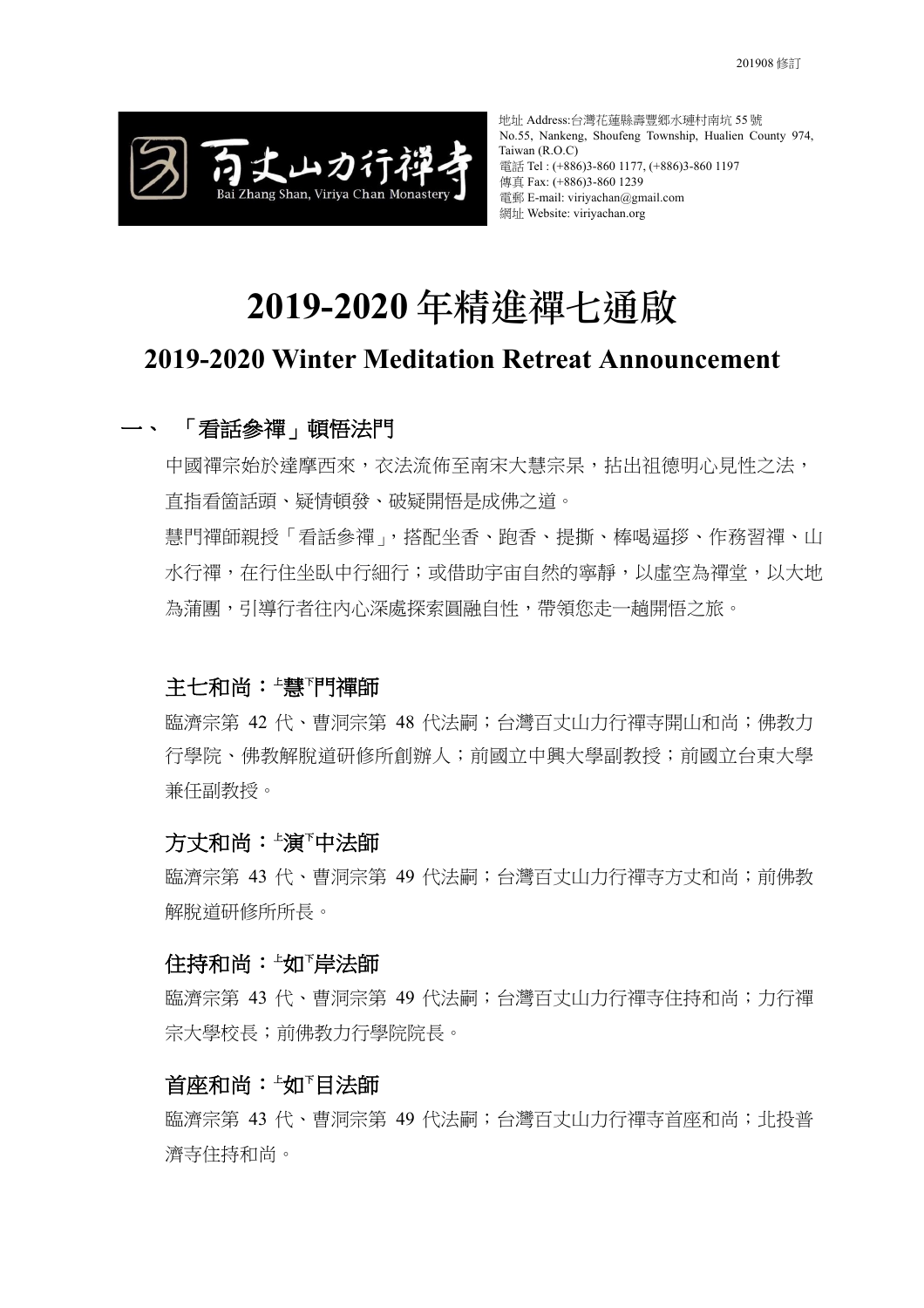201908 修訂

地址 Address:台灣花蓮縣壽豐鄉水璉村南坑 55 號
No.55, Nankeng, Shoufeng Township, Hualien County 974, Taiwan (R.O.C)
電話 Tel : (+886)3-860 1177, (+886)3-860 1197
傳真 Fax: (+886)3-860 1239
電郵 E-mail: viriyachan@gmail.com
網址 Website: viriyachan.org

# 2019-2020 年精進禪七通啟

## 2019-2020 Winter Meditation Retreat Announcement

### 一、 「看話參禪」頓悟法門

中國禪宗始於達摩西來，衣法流佈至南宋大慧宗杲，拈出祖德明心見性之法，直指看箇話頭、疑情頓發、破疑開悟是成佛之道。

慧門禪師親授「看話參禪」，搭配坐香、跑香、提撕、棒喝逼拶、作務習禪、山水行禪，在行住坐臥中行細行；或借助宇宙自然的寧靜，以虛空為禪堂，以大地為蒲團，引導行者往內心深處探索圓融自性，帶領您走一趟開悟之旅。

**主七和尚：上慧下門禪師**

臨濟宗第 42 代、曹洞宗第 48 代法嗣；台灣百丈山力行禪寺開山和尚；佛教力行學院、佛教解脫道研修所創辦人；前國立中興大學副教授；前國立台東大學兼任副教授。

**方丈和尚：上演下中法師**

臨濟宗第 43 代、曹洞宗第 49 代法嗣；台灣百丈山力行禪寺方丈和尚；前佛教解脫道研修所所長。

**住持和尚：上如下岸法師**

臨濟宗第 43 代、曹洞宗第 49 代法嗣；台灣百丈山力行禪寺住持和尚；力行禪宗大學校長；前佛教力行學院院長。

**首座和尚：上如下目法師**

臨濟宗第 43 代、曹洞宗第 49 代法嗣；台灣百丈山力行禪寺首座和尚；北投普濟寺住持和尚。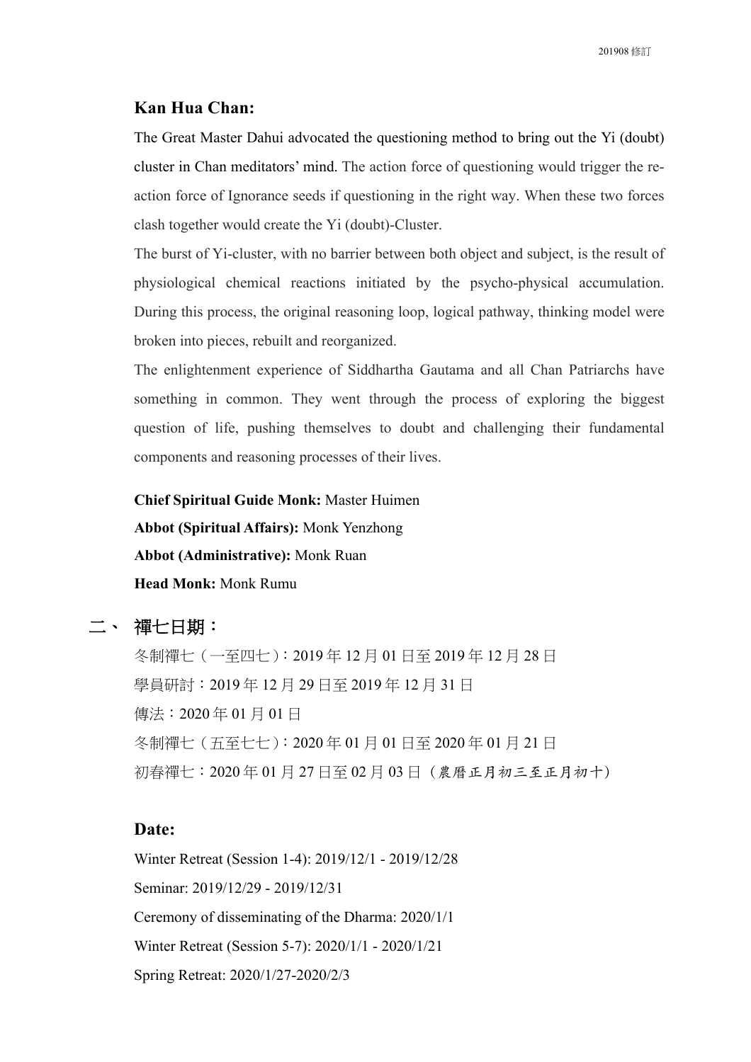### Kan Hua Chan:

The Great Master Dahui advocated the questioning method to bring out the Yi (doubt) cluster in Chan meditators' mind. The action force of questioning would trigger the re-action force of Ignorance seeds if questioning in the right way. When these two forces clash together would create the Yi (doubt)-Cluster.

The burst of Yi-cluster, with no barrier between both object and subject, is the result of physiological chemical reactions initiated by the psycho-physical accumulation. During this process, the original reasoning loop, logical pathway, thinking model were broken into pieces, rebuilt and reorganized.

The enlightenment experience of Siddhartha Gautama and all Chan Patriarchs have something in common. They went through the process of exploring the biggest question of life, pushing themselves to doubt and challenging their fundamental components and reasoning processes of their lives.

**Chief Spiritual Guide Monk:** Master Huimen

**Abbot (Spiritual Affairs):** Monk Yenzhong

**Abbot (Administrative):** Monk Ruan

**Head Monk:** Monk Rumu

## 二、 禪七日期：

冬制禪七（一至四七）：2019 年 12 月 01 日至 2019 年 12 月 28 日

學員研討：2019 年 12 月 29 日至 2019 年 12 月 31 日

傳法：2020 年 01 月 01 日

冬制禪七（五至七七）：2020 年 01 月 01 日至 2020 年 01 月 21 日

初春禪七：2020 年 01 月 27 日至 02 月 03 日（農曆正月初三至正月初十）

### Date:

Winter Retreat (Session 1-4): 2019/12/1 - 2019/12/28

Seminar: 2019/12/29 - 2019/12/31

Ceremony of disseminating of the Dharma: 2020/1/1

Winter Retreat (Session 5-7): 2020/1/1 - 2020/1/21

Spring Retreat: 2020/1/27-2020/2/3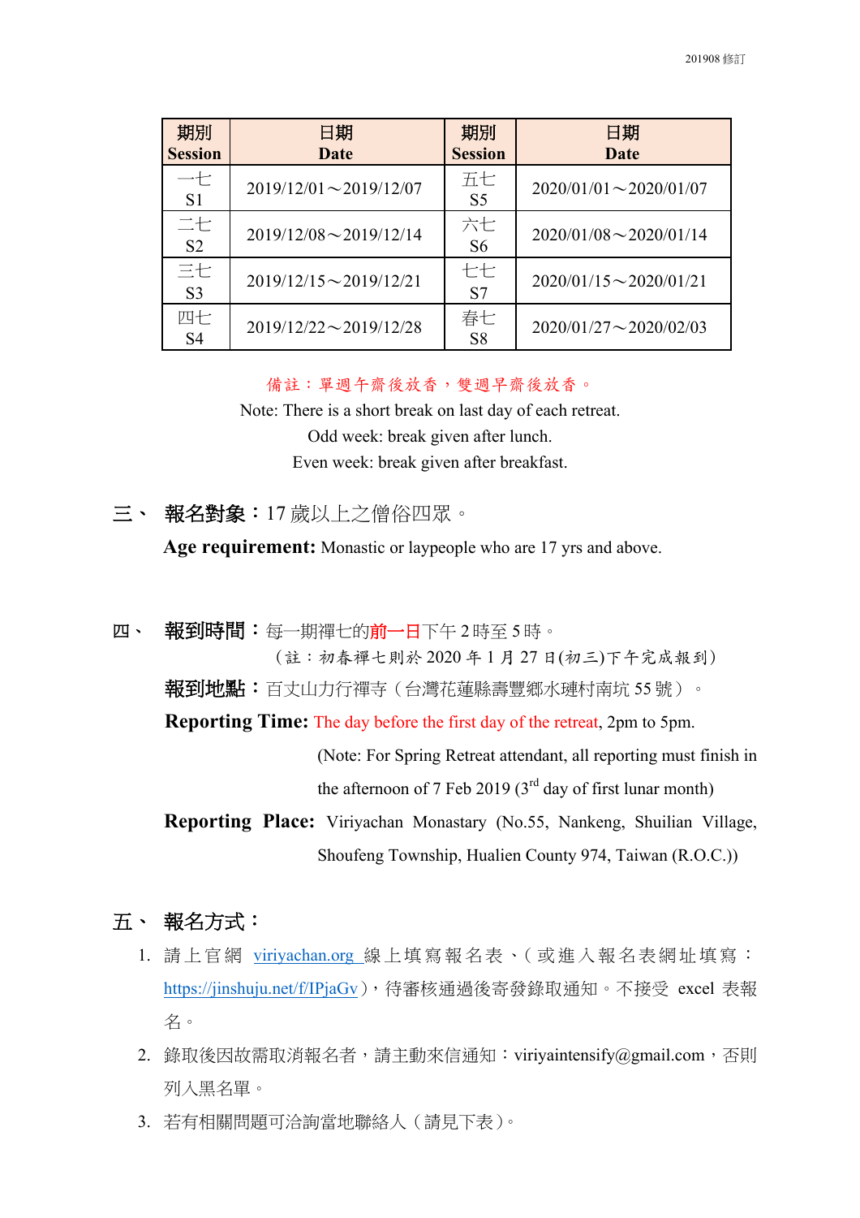| 期別<br>Session | 日期<br>Date | 期別<br>Session | 日期<br>Date |
|---|---|---|---|
| 一七<br>S1 | 2019/12/01～2019/12/07 | 五七<br>S5 | 2020/01/01～2020/01/07 |
| 二七<br>S2 | 2019/12/08～2019/12/14 | 六七<br>S6 | 2020/01/08～2020/01/14 |
| 三七<br>S3 | 2019/12/15～2019/12/21 | 七七<br>S7 | 2020/01/15～2020/01/21 |
| 四七<br>S4 | 2019/12/22～2019/12/28 | 春七<br>S8 | 2020/01/27～2020/02/03 |

備註：單週午齋後放香，雙週早齋後放香。

Note: There is a short break on last day of each retreat.

Odd week: break given after lunch.

Even week: break given after breakfast.

## 三、 報名對象：17 歲以上之僧俗四眾。

**Age requirement:** Monastic or laypeople who are 17 yrs and above.

## 四、 報到時間：每一期禪七的前一日下午 2 時至 5 時。

（註：初春禪七則於 2020 年 1 月 27 日(初三)下午完成報到）

**報到地點：**百丈山力行禪寺（台灣花蓮縣壽豐鄉水璉村南坑 55 號）。

**Reporting Time:** The day before the first day of the retreat, 2pm to 5pm.

(Note: For Spring Retreat attendant, all reporting must finish in the afternoon of 7 Feb 2019 (3rd day of first lunar month)

**Reporting Place:** Viriyachan Monastary (No.55, Nankeng, Shuilian Village, Shoufeng Township, Hualien County 974, Taiwan (R.O.C.))

## 五、 報名方式：

1. 請上官網 viriyachan.org 線上填寫報名表、(或進入報名表網址填寫：https://jinshuju.net/f/IPjaGv)，待審核通過後寄發錄取通知。不接受 excel 表報名。
2. 錄取後因故需取消報名者，請主動來信通知：viriyaintensify@gmail.com，否則列入黑名單。
3. 若有相關問題可洽詢當地聯絡人（請見下表）。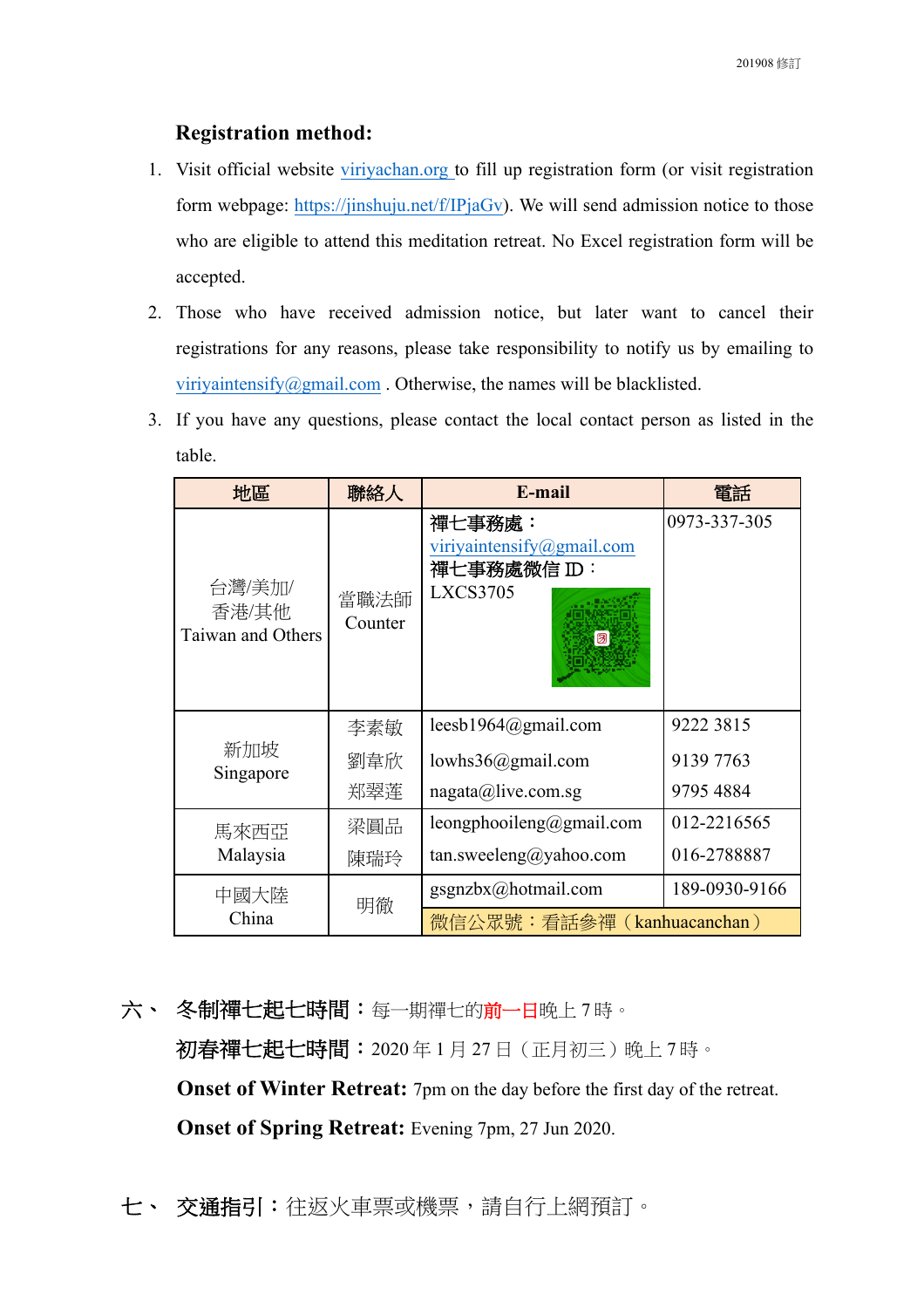**Registration method:**

1. Visit official website viriyachan.org to fill up registration form (or visit registration form webpage: https://jinshuju.net/f/IPjaGv). We will send admission notice to those who are eligible to attend this meditation retreat. No Excel registration form will be accepted.
2. Those who have received admission notice, but later want to cancel their registrations for any reasons, please take responsibility to notify us by emailing to viriyaintensify@gmail.com . Otherwise, the names will be blacklisted.
3. If you have any questions, please contact the local contact person as listed in the table.

| 地區 | 聯絡人 | E-mail | 電話 |
|---|---|---|---|
| 台灣/美加/香港/其他 Taiwan and Others | 當職法師 Counter | **禪七事務處：** viriyaintensify@gmail.com **禪七事務處微信 ID：** LXCS3705 | 0973-337-305 |
| 新加坡 Singapore | 李素敏 | leesb1964@gmail.com | 9222 3815 |
| | 劉韋欣 | lowhs36@gmail.com | 9139 7763 |
| | 郑翠莲 | nagata@live.com.sg | 9795 4884 |
| 馬來西亞 Malaysia | 梁圓品 | leongphooileng@gmail.com | 012-2216565 |
| | 陳瑞玲 | tan.sweeleng@yahoo.com | 016-2788887 |
| 中國大陸 China | 明徹 | gsgnzbx@hotmail.com | 189-0930-9166 |
| | | 微信公眾號：看話參禪（kanhuacanchan） | |

六、 **冬制禪七起七時間：**每一期禪七的前一日晚上 7 時。

**初春禪七起七時間：**2020 年 1 月 27 日（正月初三）晚上 7 時。

**Onset of Winter Retreat:** 7pm on the day before the first day of the retreat.

**Onset of Spring Retreat:** Evening 7pm, 27 Jun 2020.

七、 **交通指引：**往返火車票或機票，請自行上網預訂。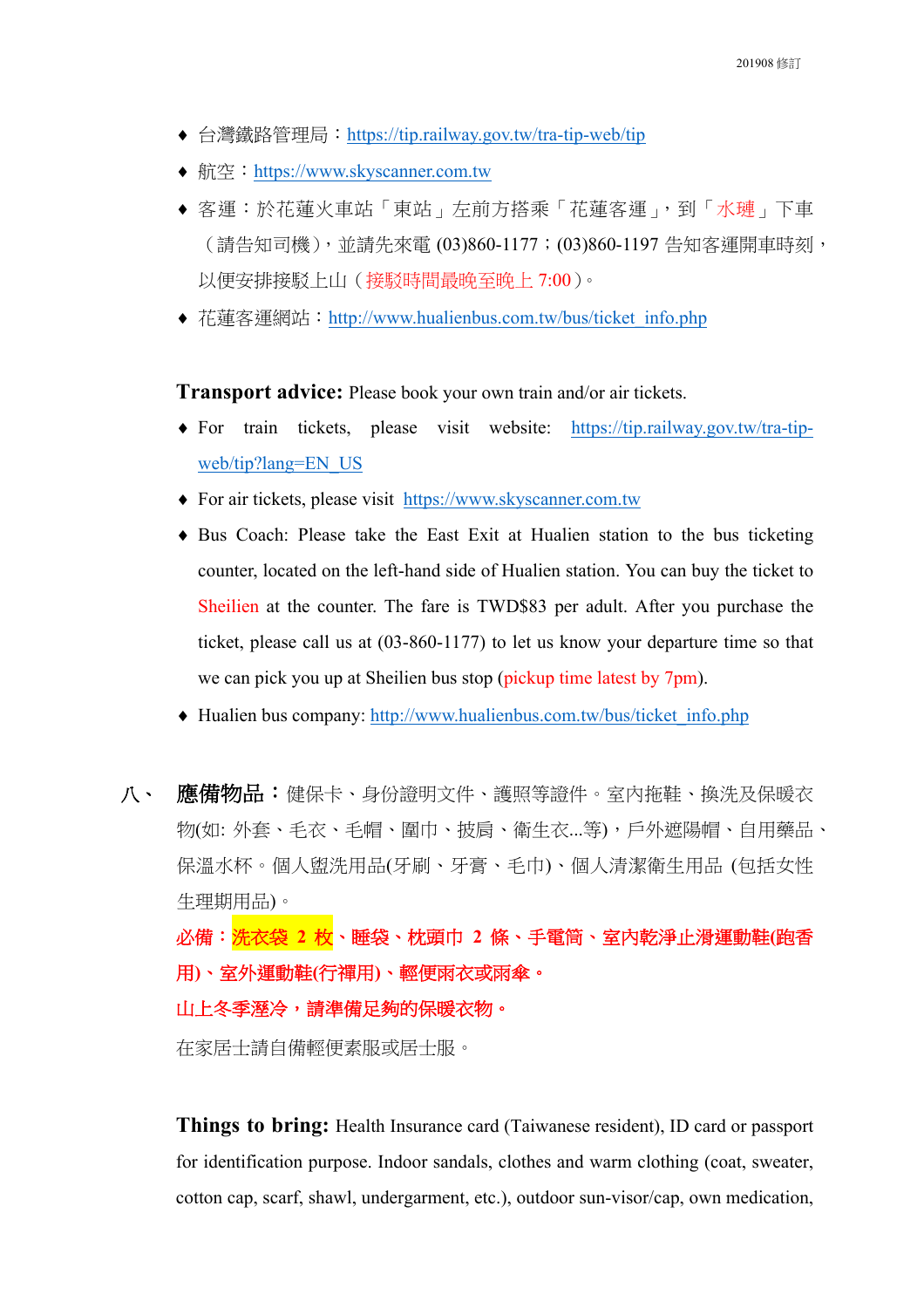- 台灣鐵路管理局：https://tip.railway.gov.tw/tra-tip-web/tip
- 航空：https://www.skyscanner.com.tw
- 客運：於花蓮火車站「東站」左前方搭乘「花蓮客運」，到「水璉」下車（請告知司機），並請先來電 (03)860-1177；(03)860-1197 告知客運開車時刻，以便安排接駁上山（接駁時間最晚至晚上 7:00）。
- 花蓮客運網站：http://www.hualienbus.com.tw/bus/ticket_info.php

**Transport advice:** Please book your own train and/or air tickets.

- For train tickets, please visit website: https://tip.railway.gov.tw/tra-tip-web/tip?lang=EN_US
- For air tickets, please visit https://www.skyscanner.com.tw
- Bus Coach: Please take the East Exit at Hualien station to the bus ticketing counter, located on the left-hand side of Hualien station. You can buy the ticket to Sheilien at the counter. The fare is TWD$83 per adult. After you purchase the ticket, please call us at (03-860-1177) to let us know your departure time so that we can pick you up at Sheilien bus stop (pickup time latest by 7pm).
- Hualien bus company: http://www.hualienbus.com.tw/bus/ticket_info.php

八、 **應備物品**：健保卡、身份證明文件、護照等證件。室內拖鞋、換洗及保暖衣物(如: 外套、毛衣、毛帽、圍巾、披肩、衛生衣...等)，戶外遮陽帽、自用藥品、保溫水杯。個人盥洗用品(牙刷、牙膏、毛巾)、個人清潔衛生用品 (包括女性生理期用品)。

**必備：洗衣袋 2 枚、睡袋、枕頭巾 2 條、手電筒、室內乾淨止滑運動鞋(跑香用)、室外運動鞋(行禪用)、輕便雨衣或雨傘。**

**山上冬季溼冷，請準備足夠的保暖衣物。**

在家居士請自備輕便素服或居士服。

**Things to bring:** Health Insurance card (Taiwanese resident), ID card or passport for identification purpose. Indoor sandals, clothes and warm clothing (coat, sweater, cotton cap, scarf, shawl, undergarment, etc.), outdoor sun-visor/cap, own medication,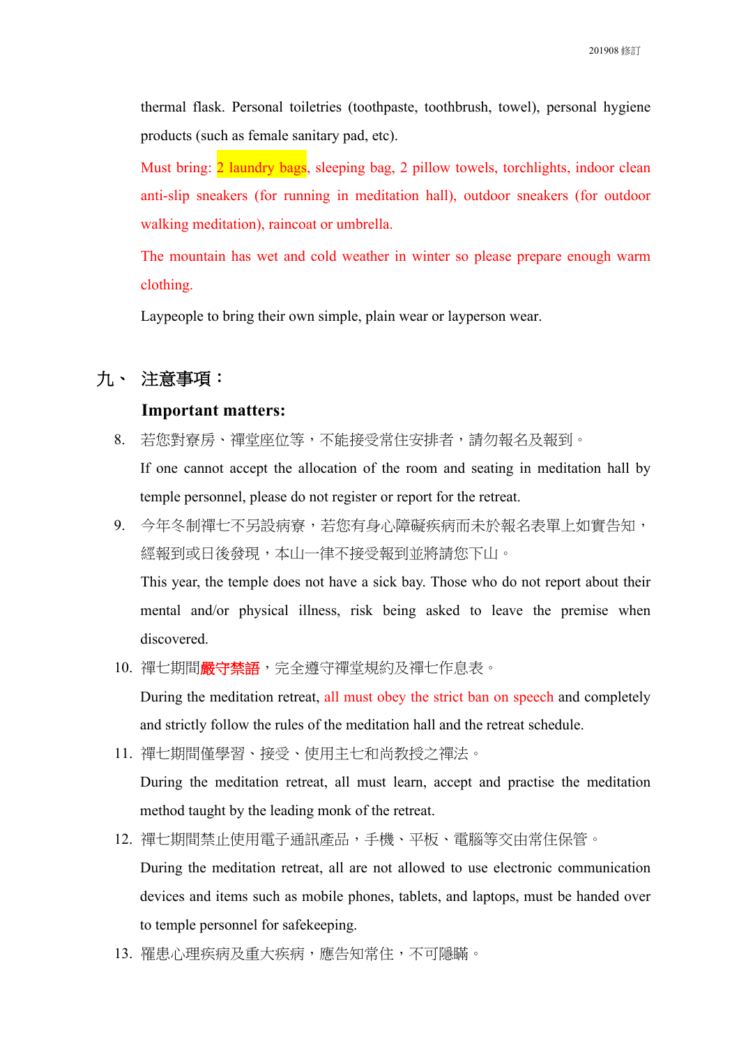thermal flask. Personal toiletries (toothpaste, toothbrush, towel), personal hygiene products (such as female sanitary pad, etc).

Must bring: 2 laundry bags, sleeping bag, 2 pillow towels, torchlights, indoor clean anti-slip sneakers (for running in meditation hall), outdoor sneakers (for outdoor walking meditation), raincoat or umbrella.

The mountain has wet and cold weather in winter so please prepare enough warm clothing.

Laypeople to bring their own simple, plain wear or layperson wear.

## 九、 注意事項：

### Important matters:

8. 若您對寮房、禪堂座位等，不能接受常住安排者，請勿報名及報到。

   If one cannot accept the allocation of the room and seating in meditation hall by temple personnel, please do not register or report for the retreat.

9. 今年冬制禪七不另設病寮，若您有身心障礙疾病而未於報名表單上如實告知，經報到或日後發現，本山一律不接受報到並將請您下山。

   This year, the temple does not have a sick bay. Those who do not report about their mental and/or physical illness, risk being asked to leave the premise when discovered.

10. 禪七期間**嚴守禁語**，完全遵守禪堂規約及禪七作息表。

    During the meditation retreat, all must obey the strict ban on speech and completely and strictly follow the rules of the meditation hall and the retreat schedule.

11. 禪七期間僅學習、接受、使用主七和尚教授之禪法。

    During the meditation retreat, all must learn, accept and practise the meditation method taught by the leading monk of the retreat.

12. 禪七期間禁止使用電子通訊產品，手機、平板、電腦等交由常住保管。

    During the meditation retreat, all are not allowed to use electronic communication devices and items such as mobile phones, tablets, and laptops, must be handed over to temple personnel for safekeeping.

13. 罹患心理疾病及重大疾病，應告知常住，不可隱瞞。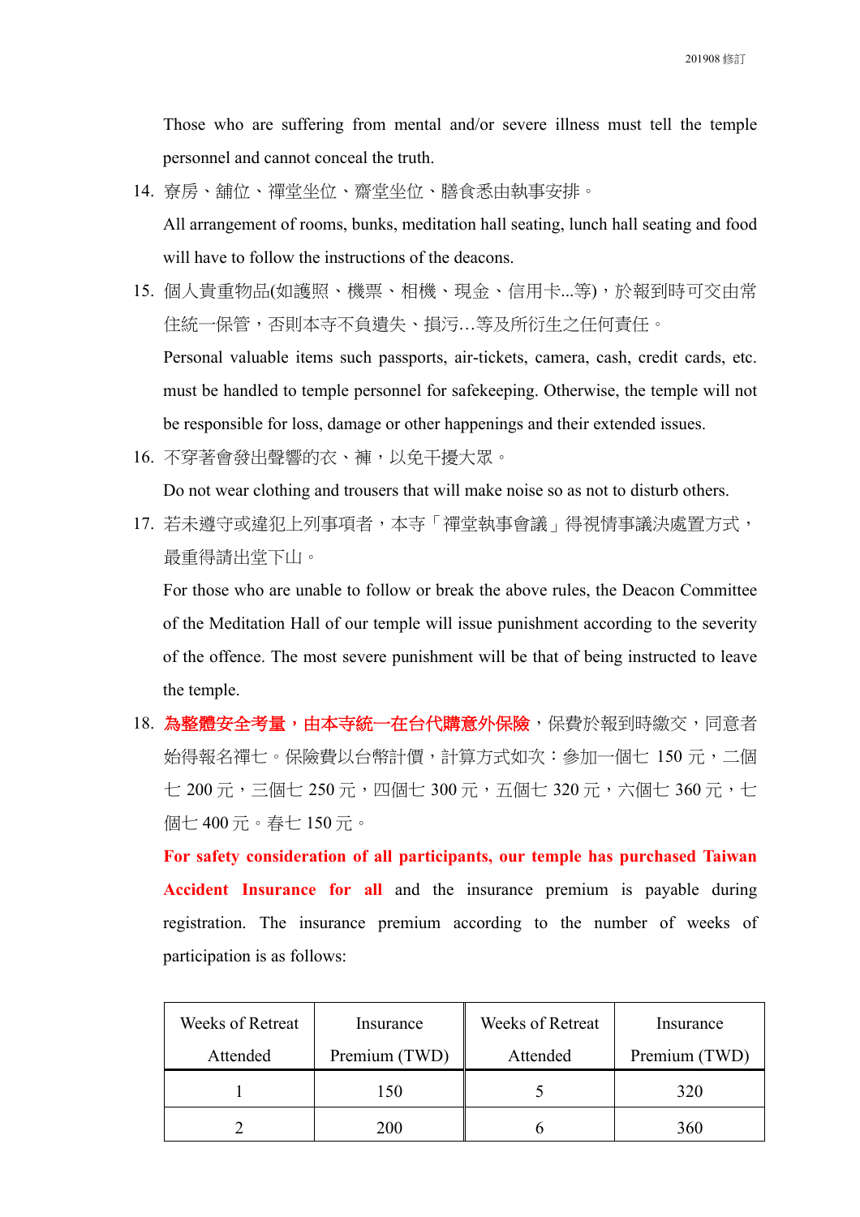Those who are suffering from mental and/or severe illness must tell the temple personnel and cannot conceal the truth.

14. 寮房、舖位、禪堂坐位、齋堂坐位、膳食悉由執事安排。

    All arrangement of rooms, bunks, meditation hall seating, lunch hall seating and food will have to follow the instructions of the deacons.

15. 個人貴重物品(如護照、機票、相機、現金、信用卡...等)，於報到時可交由常住統一保管，否則本寺不負遺失、損污…等及所衍生之任何責任。

    Personal valuable items such passports, air-tickets, camera, cash, credit cards, etc. must be handled to temple personnel for safekeeping. Otherwise, the temple will not be responsible for loss, damage or other happenings and their extended issues.

16. 不穿著會發出聲響的衣、褲，以免干擾大眾。

    Do not wear clothing and trousers that will make noise so as not to disturb others.

17. 若未遵守或違犯上列事項者，本寺「禪堂執事會議」得視情事議決處置方式，最重得請出堂下山。

    For those who are unable to follow or break the above rules, the Deacon Committee of the Meditation Hall of our temple will issue punishment according to the severity of the offence. The most severe punishment will be that of being instructed to leave the temple.

18. **為整體安全考量，由本寺統一在台代購意外保險**，保費於報到時繳交，同意者始得報名禪七。保險費以台幣計價，計算方式如次：參加一個七 150 元，二個七 200 元，三個七 250 元，四個七 300 元，五個七 320 元，六個七 360 元，七個七 400 元。春七 150 元。

    **For safety consideration of all participants, our temple has purchased Taiwan Accident Insurance for all** and the insurance premium is payable during registration. The insurance premium according to the number of weeks of participation is as follows:

| Weeks of Retreat Attended | Insurance Premium (TWD) | Weeks of Retreat Attended | Insurance Premium (TWD) |
|---|---|---|---|
| 1 | 150 | 5 | 320 |
| 2 | 200 | 6 | 360 |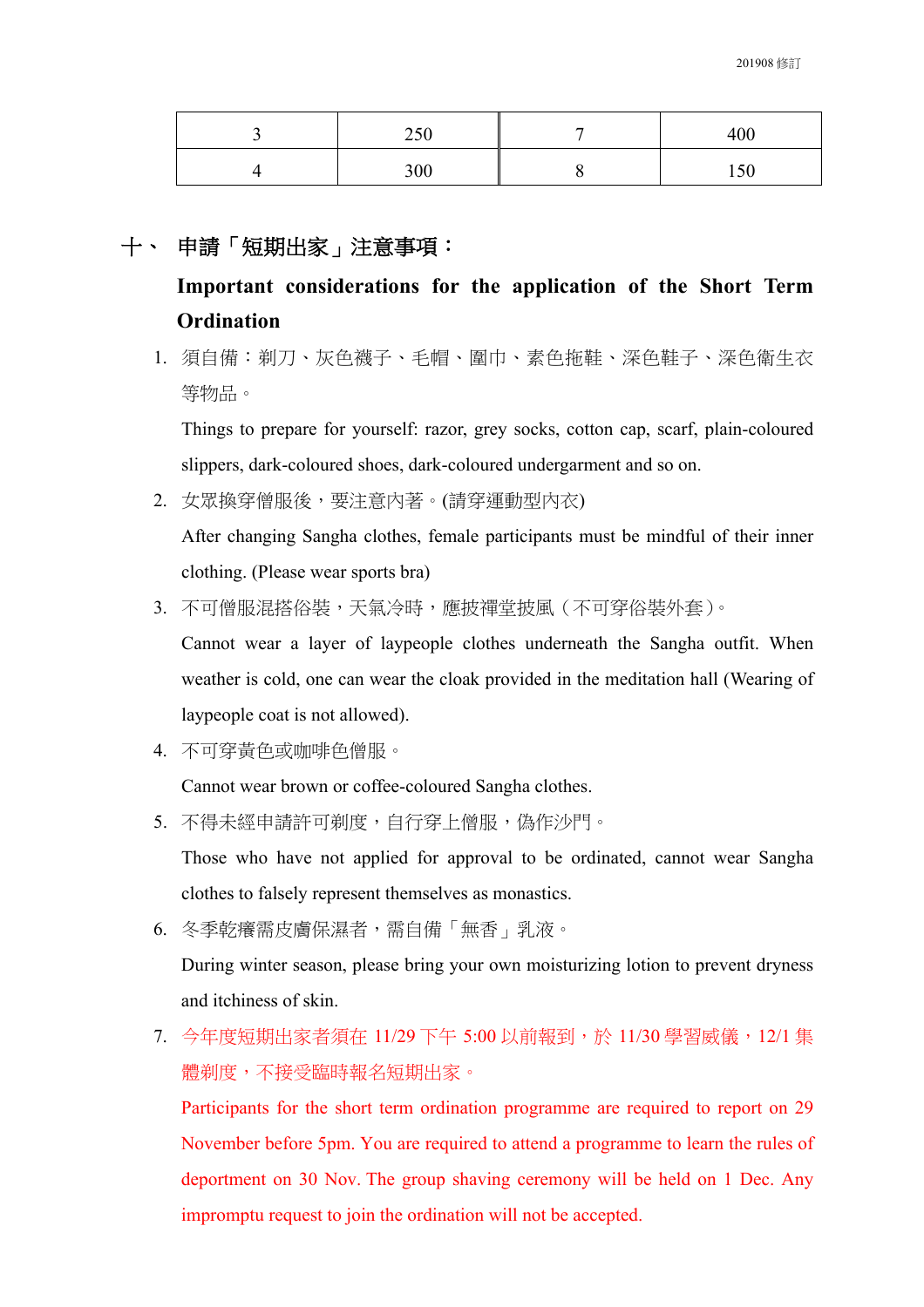| 3 | 250 | 7 | 400 |
|---|---|---|---|
| 4 | 300 | 8 | 150 |

## 十、 申請「短期出家」注意事項：

## Important considerations for the application of the Short Term Ordination

1. 須自備：剃刀、灰色襪子、毛帽、圍巾、素色拖鞋、深色鞋子、深色衛生衣等物品。

   Things to prepare for yourself: razor, grey socks, cotton cap, scarf, plain-coloured slippers, dark-coloured shoes, dark-coloured undergarment and so on.

2. 女眾換穿僧服後，要注意內著。(請穿運動型內衣)

   After changing Sangha clothes, female participants must be mindful of their inner clothing. (Please wear sports bra)

3. 不可僧服混搭俗裝，天氣冷時，應披禪堂披風（不可穿俗裝外套）。

   Cannot wear a layer of laypeople clothes underneath the Sangha outfit. When weather is cold, one can wear the cloak provided in the meditation hall (Wearing of laypeople coat is not allowed).

4. 不可穿黃色或咖啡色僧服。

   Cannot wear brown or coffee-coloured Sangha clothes.

5. 不得未經申請許可剃度，自行穿上僧服，偽作沙門。

   Those who have not applied for approval to be ordinated, cannot wear Sangha clothes to falsely represent themselves as monastics.

6. 冬季乾癢需皮膚保濕者，需自備「無香」乳液。

   During winter season, please bring your own moisturizing lotion to prevent dryness and itchiness of skin.

7. 今年度短期出家者須在 11/29 下午 5:00 以前報到，於 11/30 學習威儀，12/1 集體剃度，不接受臨時報名短期出家。

   Participants for the short term ordination programme are required to report on 29 November before 5pm. You are required to attend a programme to learn the rules of deportment on 30 Nov. The group shaving ceremony will be held on 1 Dec. Any impromptu request to join the ordination will not be accepted.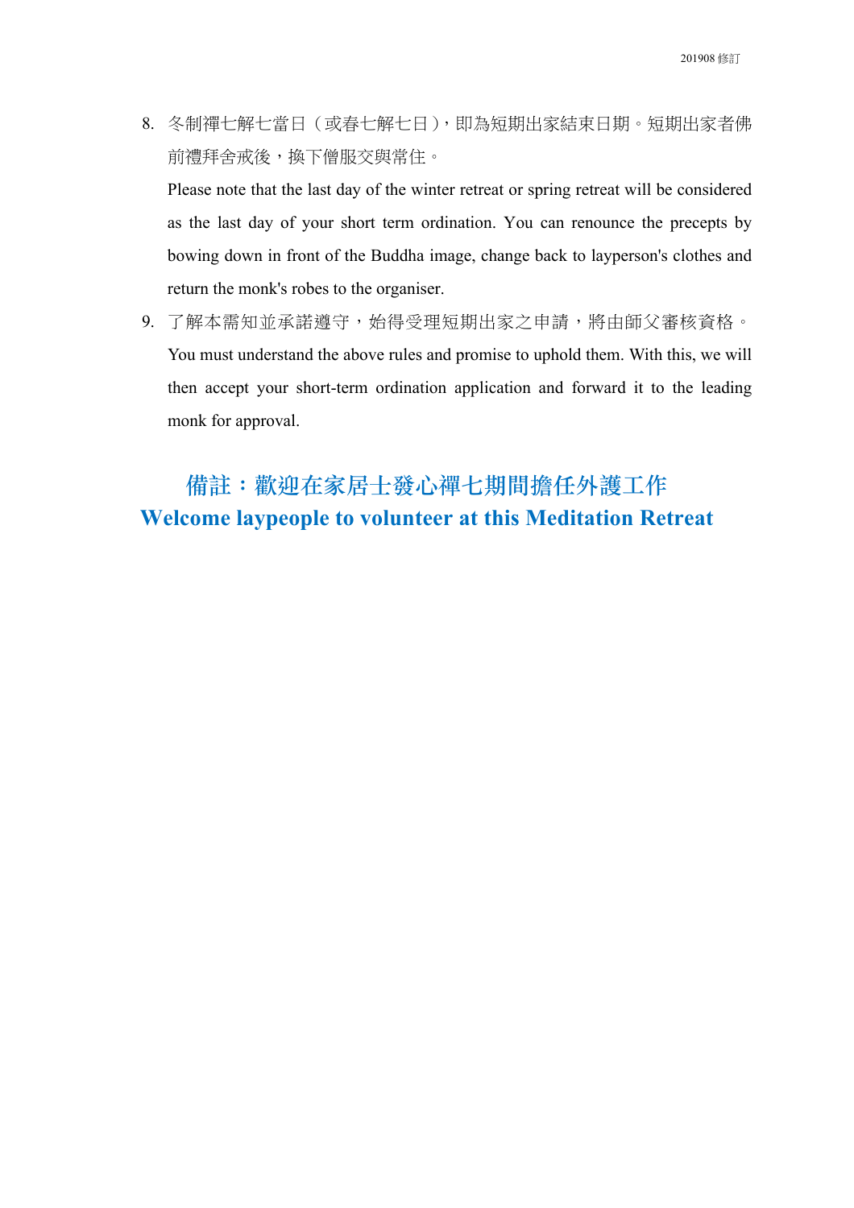8. 冬制禪七解七當日（或春七解七日），即為短期出家結束日期。短期出家者佛前禮拜舍戒後，換下僧服交與常住。

   Please note that the last day of the winter retreat or spring retreat will be considered as the last day of your short term ordination. You can renounce the precepts by bowing down in front of the Buddha image, change back to layperson's clothes and return the monk's robes to the organiser.

9. 了解本需知並承諾遵守，始得受理短期出家之申請，將由師父審核資格。

   You must understand the above rules and promise to uphold them. With this, we will then accept your short-term ordination application and forward it to the leading monk for approval.

**備註：歡迎在家居士發心禪七期間擔任外護工作**

**Welcome laypeople to volunteer at this Meditation Retreat**